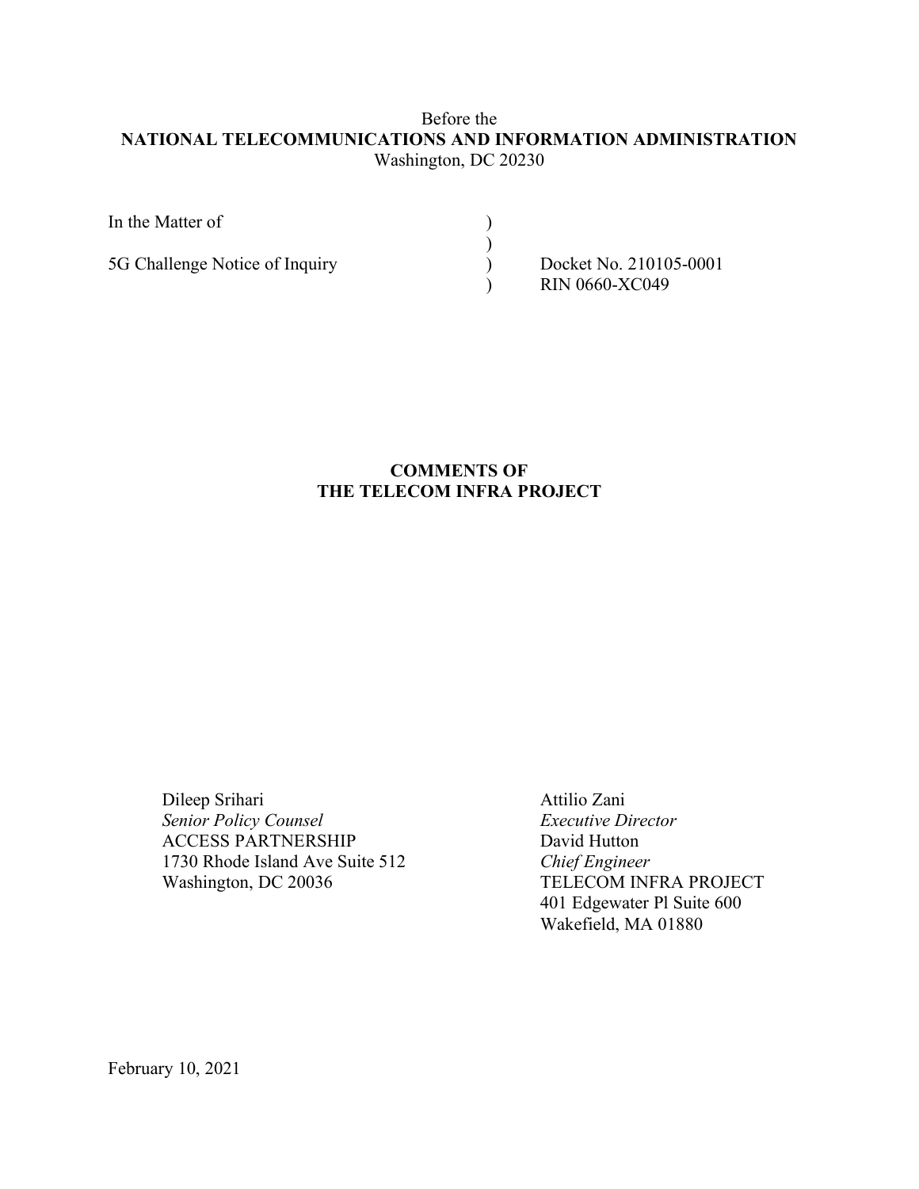Before the
**NATIONAL TELECOMMUNICATIONS AND INFORMATION ADMINISTRATION**
Washington, DC 20230

| | | |
|---|---|---|
| In the Matter of | ) | |
| | ) | |
| 5G Challenge Notice of Inquiry | ) | Docket No. 210105-0001 |
| | ) | RIN 0660-XC049 |

**COMMENTS OF**
**THE TELECOM INFRA PROJECT**

Dileep Srihari
*Senior Policy Counsel*
ACCESS PARTNERSHIP
1730 Rhode Island Ave Suite 512
Washington, DC 20036

Attilio Zani
*Executive Director*
David Hutton
*Chief Engineer*
TELECOM INFRA PROJECT
401 Edgewater Pl Suite 600
Wakefield, MA 01880

February 10, 2021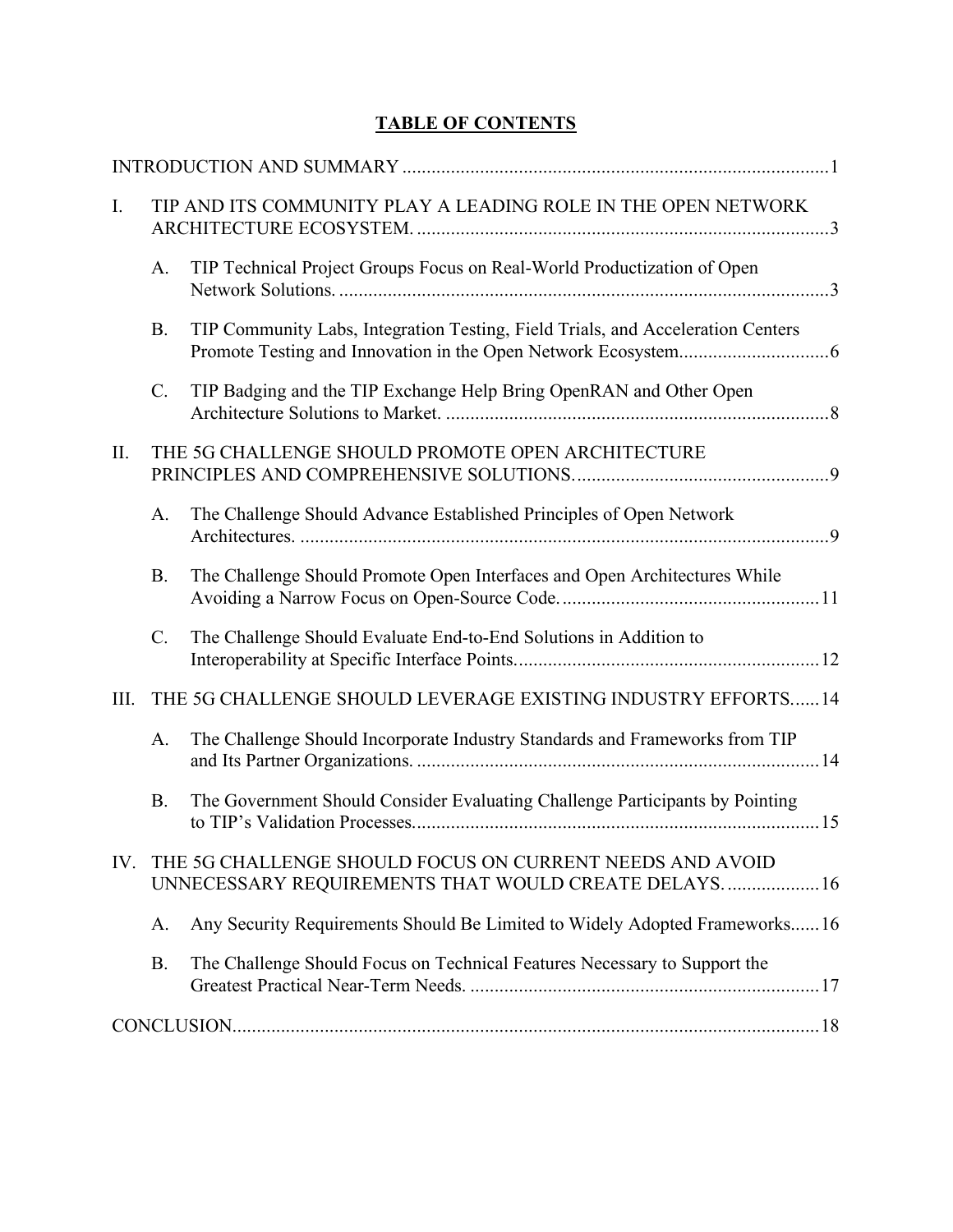# TABLE OF CONTENTS

INTRODUCTION AND SUMMARY ........................................................................................1

I. TIP AND ITS COMMUNITY PLAY A LEADING ROLE IN THE OPEN NETWORK ARCHITECTURE ECOSYSTEM. .....................................................................................3

  A. TIP Technical Project Groups Focus on Real-World Productization of Open Network Solutions. ......................................................................................................3

  B. TIP Community Labs, Integration Testing, Field Trials, and Acceleration Centers Promote Testing and Innovation in the Open Network Ecosystem...............................6

  C. TIP Badging and the TIP Exchange Help Bring OpenRAN and Other Open Architecture Solutions to Market. ................................................................................8

II. THE 5G CHALLENGE SHOULD PROMOTE OPEN ARCHITECTURE PRINCIPLES AND COMPREHENSIVE SOLUTIONS.....................................................9

  A. The Challenge Should Advance Established Principles of Open Network Architectures. ..............................................................................................................9

  B. The Challenge Should Promote Open Interfaces and Open Architectures While Avoiding a Narrow Focus on Open-Source Code......................................................11

  C. The Challenge Should Evaluate End-to-End Solutions in Addition to Interoperability at Specific Interface Points..............................................................12

III. THE 5G CHALLENGE SHOULD LEVERAGE EXISTING INDUSTRY EFFORTS......14

  A. The Challenge Should Incorporate Industry Standards and Frameworks from TIP and Its Partner Organizations. ...................................................................................14

  B. The Government Should Consider Evaluating Challenge Participants by Pointing to TIP's Validation Processes....................................................................................15

IV. THE 5G CHALLENGE SHOULD FOCUS ON CURRENT NEEDS AND AVOID UNNECESSARY REQUIREMENTS THAT WOULD CREATE DELAYS. ...................16

  A. Any Security Requirements Should Be Limited to Widely Adopted Frameworks......16

  B. The Challenge Should Focus on Technical Features Necessary to Support the Greatest Practical Near-Term Needs. ........................................................................17

CONCLUSION.........................................................................................................................18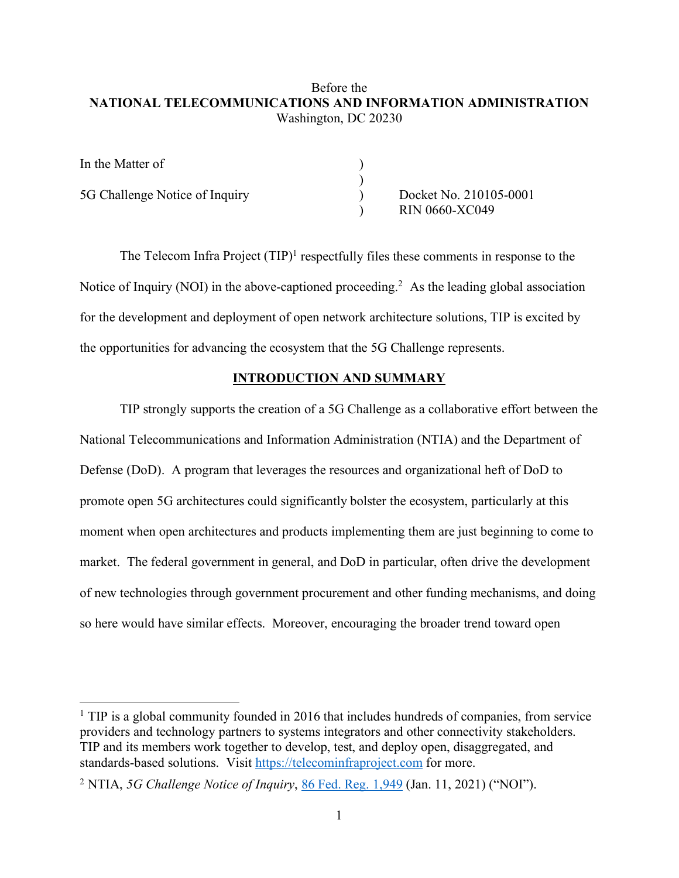Before the
**NATIONAL TELECOMMUNICATIONS AND INFORMATION ADMINISTRATION**
Washington, DC 20230

| | | |
|---|---|---|
| In the Matter of | ) | |
| | ) | |
| 5G Challenge Notice of Inquiry | ) | Docket No. 210105-0001 |
| | ) | RIN 0660-XC049 |

The Telecom Infra Project (TIP)[1] respectfully files these comments in response to the Notice of Inquiry (NOI) in the above-captioned proceeding.[2] As the leading global association for the development and deployment of open network architecture solutions, TIP is excited by the opportunities for advancing the ecosystem that the 5G Challenge represents.

## INTRODUCTION AND SUMMARY

TIP strongly supports the creation of a 5G Challenge as a collaborative effort between the National Telecommunications and Information Administration (NTIA) and the Department of Defense (DoD). A program that leverages the resources and organizational heft of DoD to promote open 5G architectures could significantly bolster the ecosystem, particularly at this moment when open architectures and products implementing them are just beginning to come to market. The federal government in general, and DoD in particular, often drive the development of new technologies through government procurement and other funding mechanisms, and doing so here would have similar effects. Moreover, encouraging the broader trend toward open

---

[1] TIP is a global community founded in 2016 that includes hundreds of companies, from service providers and technology partners to systems integrators and other connectivity stakeholders. TIP and its members work together to develop, test, and deploy open, disaggregated, and standards-based solutions. Visit https://telecominfraproject.com for more.

[2] NTIA, *5G Challenge Notice of Inquiry*, 86 Fed. Reg. 1,949 (Jan. 11, 2021) ("NOI").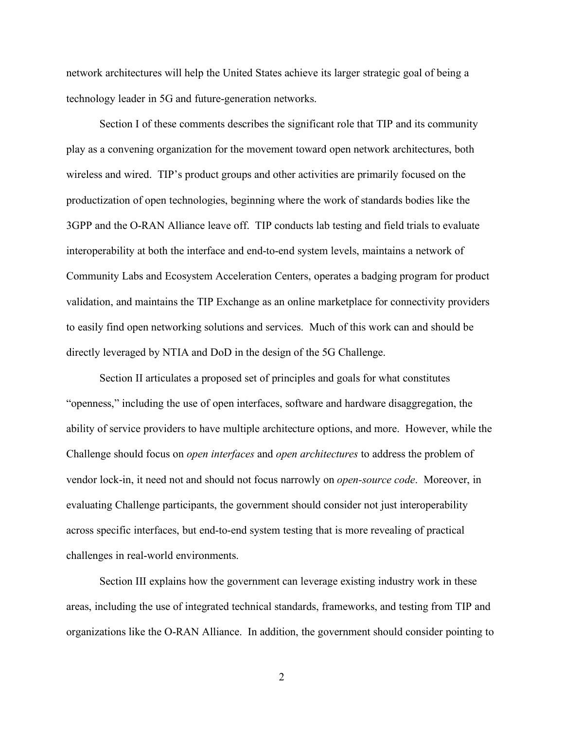network architectures will help the United States achieve its larger strategic goal of being a technology leader in 5G and future-generation networks.

Section I of these comments describes the significant role that TIP and its community play as a convening organization for the movement toward open network architectures, both wireless and wired. TIP's product groups and other activities are primarily focused on the productization of open technologies, beginning where the work of standards bodies like the 3GPP and the O-RAN Alliance leave off. TIP conducts lab testing and field trials to evaluate interoperability at both the interface and end-to-end system levels, maintains a network of Community Labs and Ecosystem Acceleration Centers, operates a badging program for product validation, and maintains the TIP Exchange as an online marketplace for connectivity providers to easily find open networking solutions and services. Much of this work can and should be directly leveraged by NTIA and DoD in the design of the 5G Challenge.

Section II articulates a proposed set of principles and goals for what constitutes "openness," including the use of open interfaces, software and hardware disaggregation, the ability of service providers to have multiple architecture options, and more. However, while the Challenge should focus on *open interfaces* and *open architectures* to address the problem of vendor lock-in, it need not and should not focus narrowly on *open-source code*. Moreover, in evaluating Challenge participants, the government should consider not just interoperability across specific interfaces, but end-to-end system testing that is more revealing of practical challenges in real-world environments.

Section III explains how the government can leverage existing industry work in these areas, including the use of integrated technical standards, frameworks, and testing from TIP and organizations like the O-RAN Alliance. In addition, the government should consider pointing to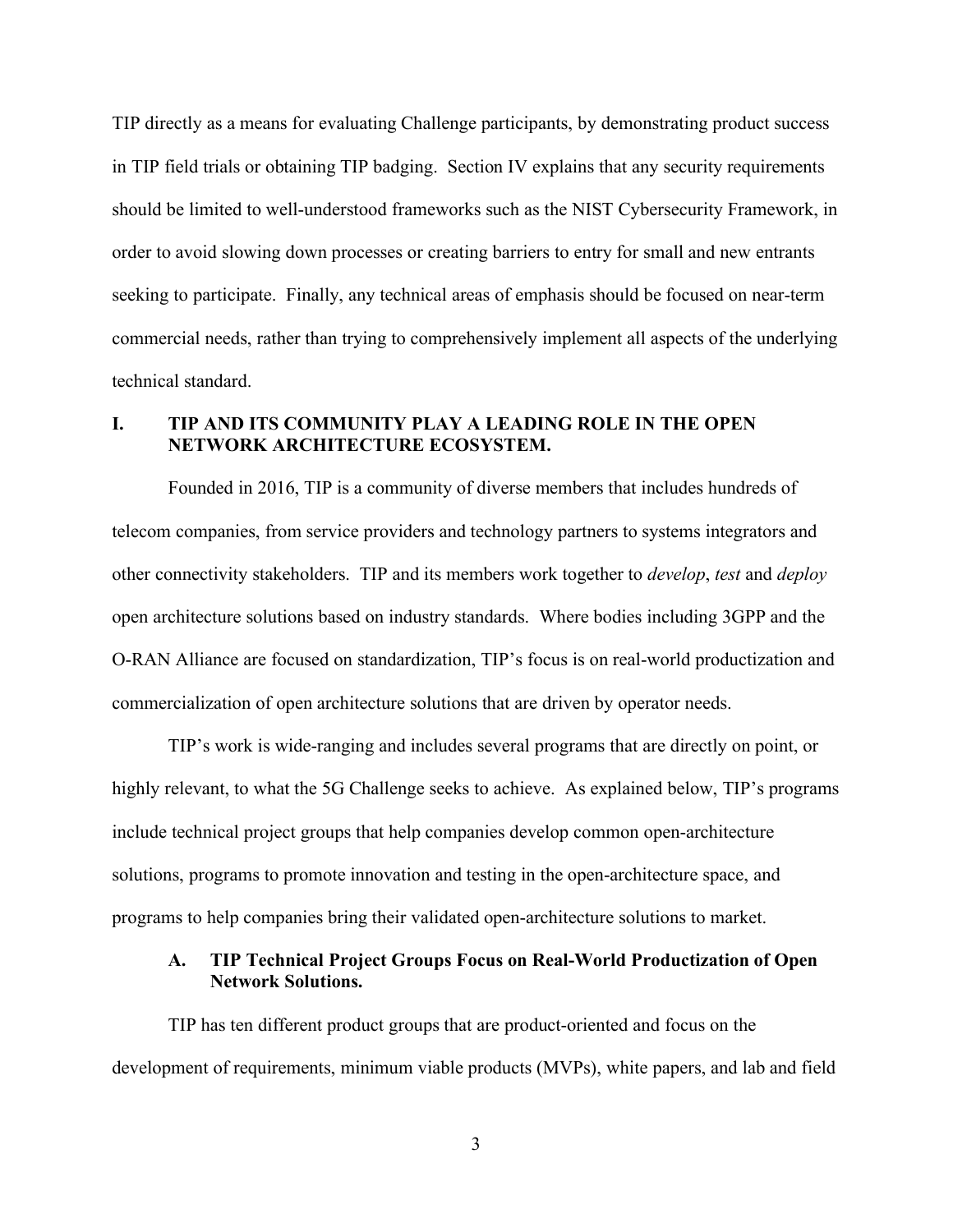TIP directly as a means for evaluating Challenge participants, by demonstrating product success in TIP field trials or obtaining TIP badging. Section IV explains that any security requirements should be limited to well-understood frameworks such as the NIST Cybersecurity Framework, in order to avoid slowing down processes or creating barriers to entry for small and new entrants seeking to participate. Finally, any technical areas of emphasis should be focused on near-term commercial needs, rather than trying to comprehensively implement all aspects of the underlying technical standard.

## I. TIP AND ITS COMMUNITY PLAY A LEADING ROLE IN THE OPEN NETWORK ARCHITECTURE ECOSYSTEM.

Founded in 2016, TIP is a community of diverse members that includes hundreds of telecom companies, from service providers and technology partners to systems integrators and other connectivity stakeholders. TIP and its members work together to *develop*, *test* and *deploy* open architecture solutions based on industry standards. Where bodies including 3GPP and the O-RAN Alliance are focused on standardization, TIP's focus is on real-world productization and commercialization of open architecture solutions that are driven by operator needs.

TIP's work is wide-ranging and includes several programs that are directly on point, or highly relevant, to what the 5G Challenge seeks to achieve. As explained below, TIP's programs include technical project groups that help companies develop common open-architecture solutions, programs to promote innovation and testing in the open-architecture space, and programs to help companies bring their validated open-architecture solutions to market.

### A. TIP Technical Project Groups Focus on Real-World Productization of Open Network Solutions.

TIP has ten different product groups that are product-oriented and focus on the development of requirements, minimum viable products (MVPs), white papers, and lab and field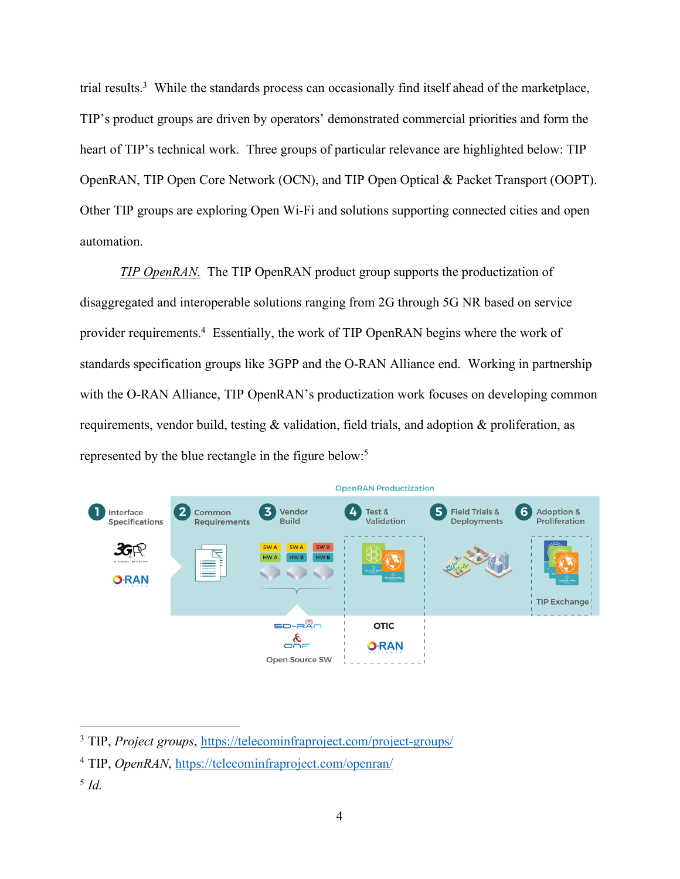trial results.[3] While the standards process can occasionally find itself ahead of the marketplace, TIP's product groups are driven by operators' demonstrated commercial priorities and form the heart of TIP's technical work. Three groups of particular relevance are highlighted below: TIP OpenRAN, TIP Open Core Network (OCN), and TIP Open Optical & Packet Transport (OOPT). Other TIP groups are exploring Open Wi-Fi and solutions supporting connected cities and open automation.

*TIP OpenRAN.* The TIP OpenRAN product group supports the productization of disaggregated and interoperable solutions ranging from 2G through 5G NR based on service provider requirements.[4] Essentially, the work of TIP OpenRAN begins where the work of standards specification groups like 3GPP and the O-RAN Alliance end. Working in partnership with the O-RAN Alliance, TIP OpenRAN's productization work focuses on developing common requirements, vendor build, testing & validation, field trials, and adoption & proliferation, as represented by the blue rectangle in the figure below:[5]

---

[3] TIP, *Project groups*, https://telecominfraproject.com/project-groups/

[4] TIP, *OpenRAN*, https://telecominfraproject.com/openran/

[5] *Id.*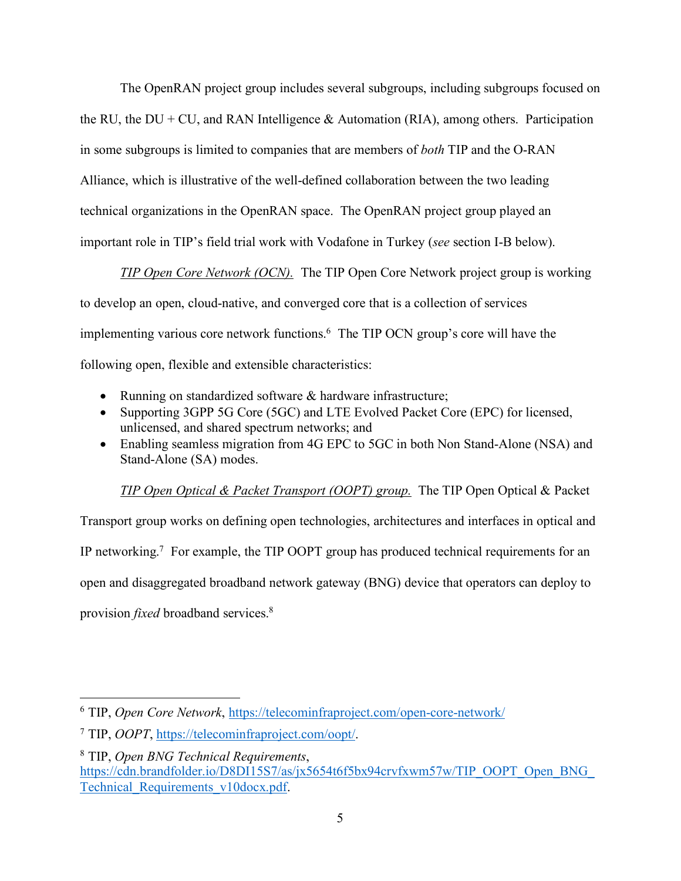The OpenRAN project group includes several subgroups, including subgroups focused on the RU, the DU + CU, and RAN Intelligence & Automation (RIA), among others. Participation in some subgroups is limited to companies that are members of *both* TIP and the O-RAN Alliance, which is illustrative of the well-defined collaboration between the two leading technical organizations in the OpenRAN space. The OpenRAN project group played an important role in TIP's field trial work with Vodafone in Turkey (*see* section I-B below).

*TIP Open Core Network (OCN).* The TIP Open Core Network project group is working to develop an open, cloud-native, and converged core that is a collection of services implementing various core network functions.[6] The TIP OCN group's core will have the following open, flexible and extensible characteristics:

- Running on standardized software & hardware infrastructure;
- Supporting 3GPP 5G Core (5GC) and LTE Evolved Packet Core (EPC) for licensed, unlicensed, and shared spectrum networks; and
- Enabling seamless migration from 4G EPC to 5GC in both Non Stand-Alone (NSA) and Stand-Alone (SA) modes.

*TIP Open Optical & Packet Transport (OOPT) group.* The TIP Open Optical & Packet Transport group works on defining open technologies, architectures and interfaces in optical and IP networking.[7] For example, the TIP OOPT group has produced technical requirements for an open and disaggregated broadband network gateway (BNG) device that operators can deploy to provision *fixed* broadband services.[8]

---

[6] TIP, *Open Core Network*, https://telecominfraproject.com/open-core-network/

[7] TIP, *OOPT*, https://telecominfraproject.com/oopt/.

[8] TIP, *Open BNG Technical Requirements*, https://cdn.brandfolder.io/D8DI15S7/as/jx5654t6f5bx94crvfxwm57w/TIP_OOPT_Open_BNG_Technical_Requirements_v10docx.pdf.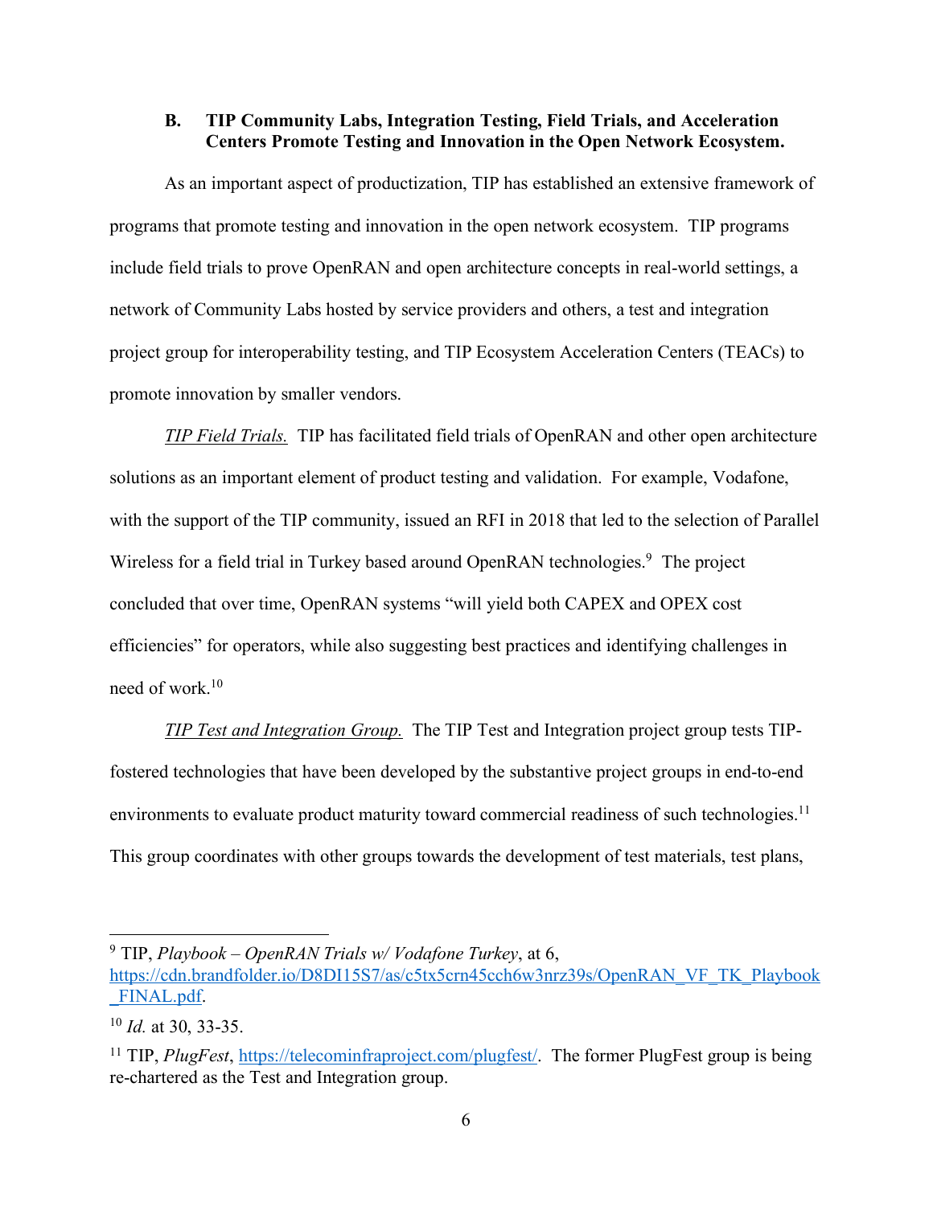### B. TIP Community Labs, Integration Testing, Field Trials, and Acceleration Centers Promote Testing and Innovation in the Open Network Ecosystem.

As an important aspect of productization, TIP has established an extensive framework of programs that promote testing and innovation in the open network ecosystem. TIP programs include field trials to prove OpenRAN and open architecture concepts in real-world settings, a network of Community Labs hosted by service providers and others, a test and integration project group for interoperability testing, and TIP Ecosystem Acceleration Centers (TEACs) to promote innovation by smaller vendors.

*TIP Field Trials.* TIP has facilitated field trials of OpenRAN and other open architecture solutions as an important element of product testing and validation. For example, Vodafone, with the support of the TIP community, issued an RFI in 2018 that led to the selection of Parallel Wireless for a field trial in Turkey based around OpenRAN technologies.[9] The project concluded that over time, OpenRAN systems "will yield both CAPEX and OPEX cost efficiencies" for operators, while also suggesting best practices and identifying challenges in need of work.[10]

*TIP Test and Integration Group.* The TIP Test and Integration project group tests TIP-fostered technologies that have been developed by the substantive project groups in end-to-end environments to evaluate product maturity toward commercial readiness of such technologies.[11] This group coordinates with other groups towards the development of test materials, test plans,

---

[9] TIP, *Playbook – OpenRAN Trials w/ Vodafone Turkey*, at 6, https://cdn.brandfolder.io/D8DI15S7/as/c5tx5crn45cch6w3nrz39s/OpenRAN_VF_TK_Playbook_FINAL.pdf.

[10] *Id.* at 30, 33-35.

[11] TIP, *PlugFest*, https://telecominfraproject.com/plugfest/. The former PlugFest group is being re-chartered as the Test and Integration group.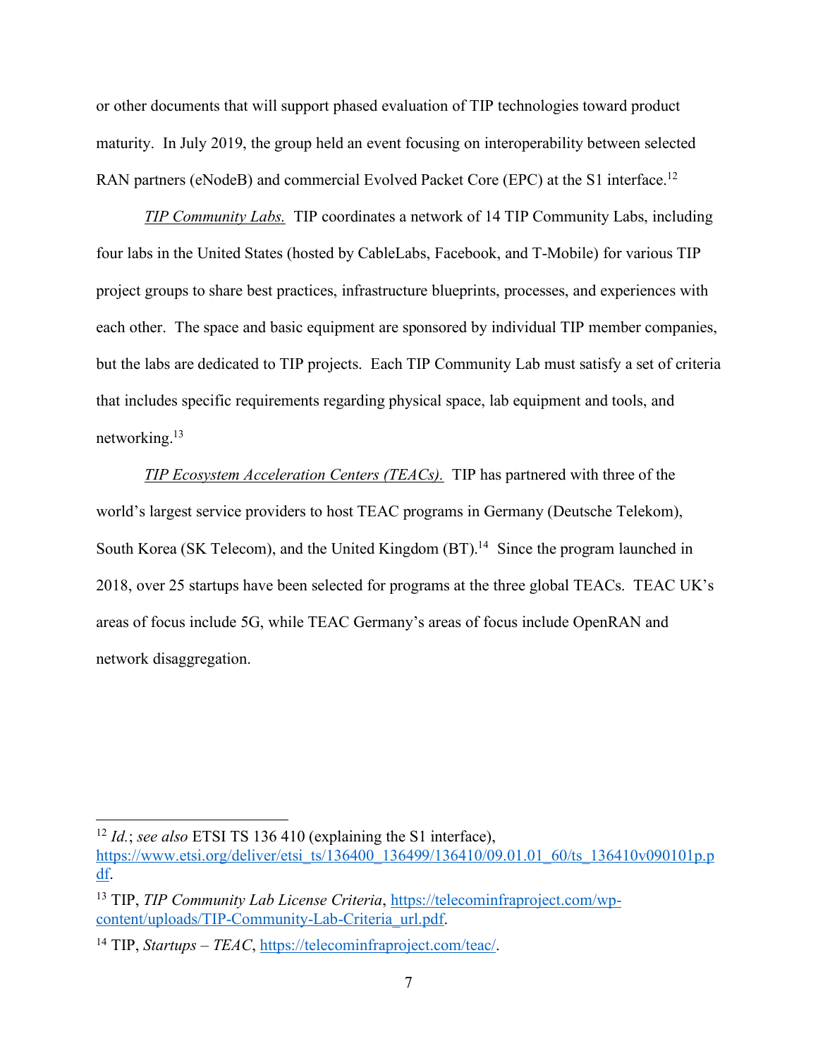or other documents that will support phased evaluation of TIP technologies toward product maturity. In July 2019, the group held an event focusing on interoperability between selected RAN partners (eNodeB) and commercial Evolved Packet Core (EPC) at the S1 interface.[12]

*TIP Community Labs.* TIP coordinates a network of 14 TIP Community Labs, including four labs in the United States (hosted by CableLabs, Facebook, and T-Mobile) for various TIP project groups to share best practices, infrastructure blueprints, processes, and experiences with each other. The space and basic equipment are sponsored by individual TIP member companies, but the labs are dedicated to TIP projects. Each TIP Community Lab must satisfy a set of criteria that includes specific requirements regarding physical space, lab equipment and tools, and networking.[13]

*TIP Ecosystem Acceleration Centers (TEACs).* TIP has partnered with three of the world's largest service providers to host TEAC programs in Germany (Deutsche Telekom), South Korea (SK Telecom), and the United Kingdom (BT).[14] Since the program launched in 2018, over 25 startups have been selected for programs at the three global TEACs. TEAC UK's areas of focus include 5G, while TEAC Germany's areas of focus include OpenRAN and network disaggregation.

---

[12] *Id.*; *see also* ETSI TS 136 410 (explaining the S1 interface), https://www.etsi.org/deliver/etsi_ts/136400_136499/136410/09.01.01_60/ts_136410v090101p.pdf.

[13] TIP, *TIP Community Lab License Criteria*, https://telecominfraproject.com/wp-content/uploads/TIP-Community-Lab-Criteria_url.pdf.

[14] TIP, *Startups – TEAC*, https://telecominfraproject.com/teac/.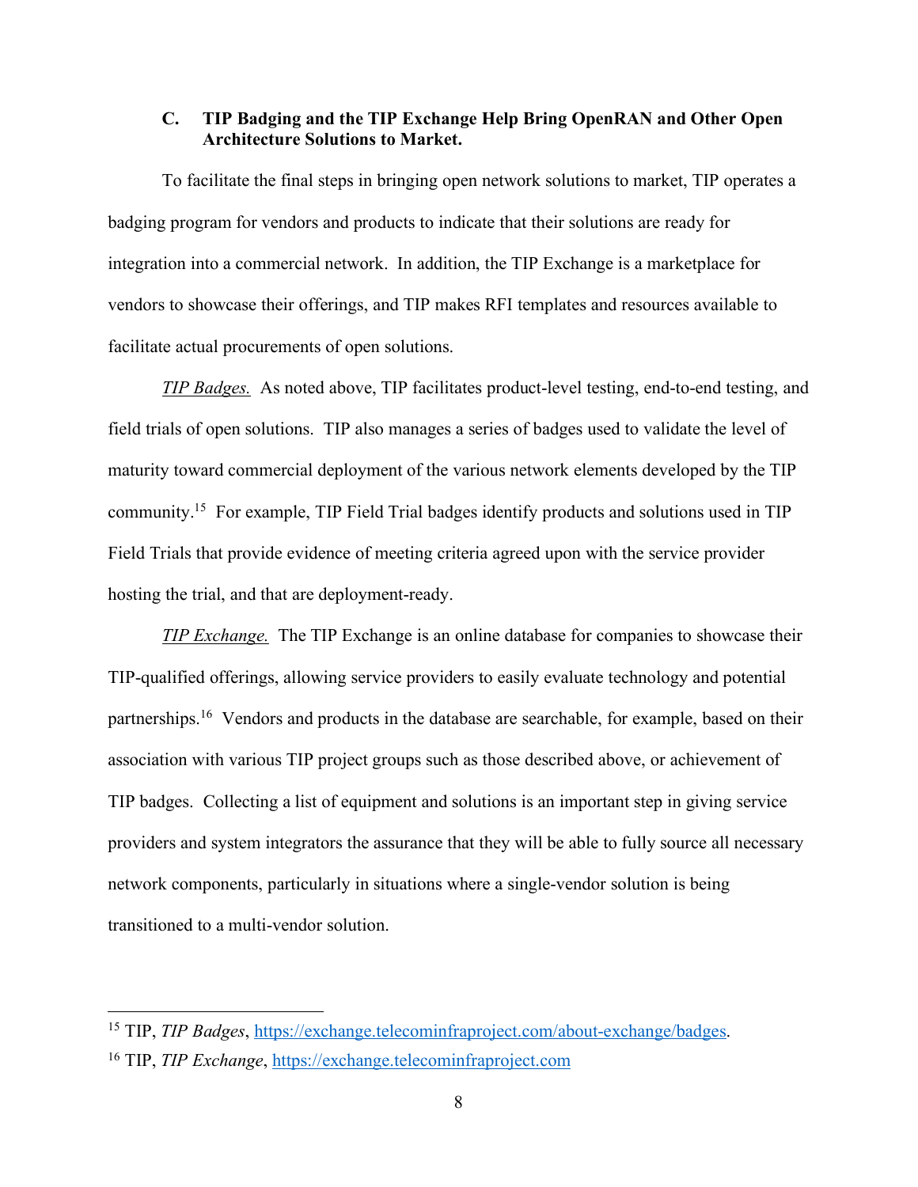### C. TIP Badging and the TIP Exchange Help Bring OpenRAN and Other Open Architecture Solutions to Market.

To facilitate the final steps in bringing open network solutions to market, TIP operates a badging program for vendors and products to indicate that their solutions are ready for integration into a commercial network. In addition, the TIP Exchange is a marketplace for vendors to showcase their offerings, and TIP makes RFI templates and resources available to facilitate actual procurements of open solutions.

*TIP Badges.* As noted above, TIP facilitates product-level testing, end-to-end testing, and field trials of open solutions. TIP also manages a series of badges used to validate the level of maturity toward commercial deployment of the various network elements developed by the TIP community.[15] For example, TIP Field Trial badges identify products and solutions used in TIP Field Trials that provide evidence of meeting criteria agreed upon with the service provider hosting the trial, and that are deployment-ready.

*TIP Exchange.* The TIP Exchange is an online database for companies to showcase their TIP-qualified offerings, allowing service providers to easily evaluate technology and potential partnerships.[16] Vendors and products in the database are searchable, for example, based on their association with various TIP project groups such as those described above, or achievement of TIP badges. Collecting a list of equipment and solutions is an important step in giving service providers and system integrators the assurance that they will be able to fully source all necessary network components, particularly in situations where a single-vendor solution is being transitioned to a multi-vendor solution.

---

[15] TIP, *TIP Badges*, https://exchange.telecominfraproject.com/about-exchange/badges.

[16] TIP, *TIP Exchange*, https://exchange.telecominfraproject.com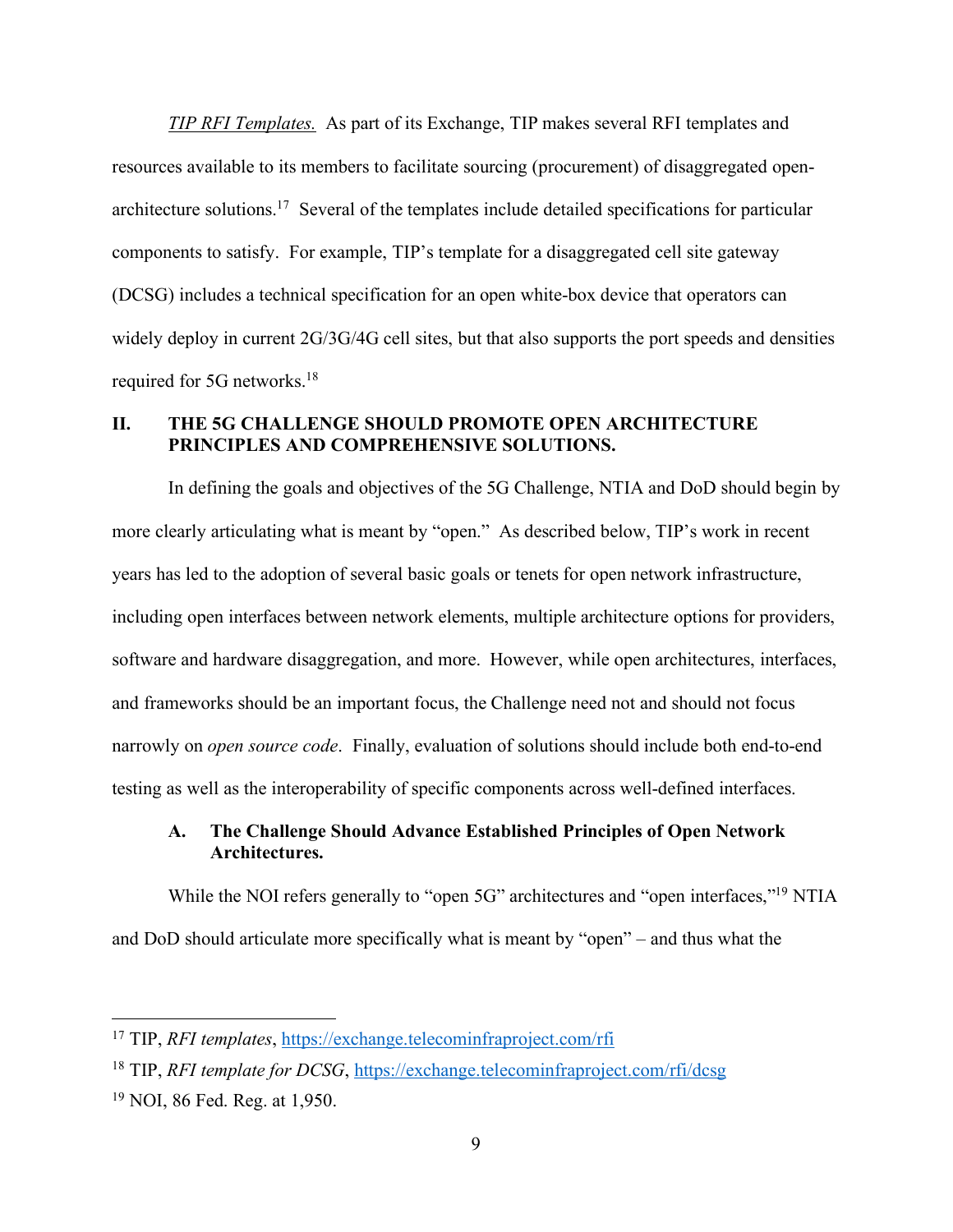*TIP RFI Templates.* As part of its Exchange, TIP makes several RFI templates and resources available to its members to facilitate sourcing (procurement) of disaggregated open-architecture solutions.[17] Several of the templates include detailed specifications for particular components to satisfy. For example, TIP's template for a disaggregated cell site gateway (DCSG) includes a technical specification for an open white-box device that operators can widely deploy in current 2G/3G/4G cell sites, but that also supports the port speeds and densities required for 5G networks.[18]

## II. THE 5G CHALLENGE SHOULD PROMOTE OPEN ARCHITECTURE PRINCIPLES AND COMPREHENSIVE SOLUTIONS.

In defining the goals and objectives of the 5G Challenge, NTIA and DoD should begin by more clearly articulating what is meant by "open." As described below, TIP's work in recent years has led to the adoption of several basic goals or tenets for open network infrastructure, including open interfaces between network elements, multiple architecture options for providers, software and hardware disaggregation, and more. However, while open architectures, interfaces, and frameworks should be an important focus, the Challenge need not and should not focus narrowly on *open source code*. Finally, evaluation of solutions should include both end-to-end testing as well as the interoperability of specific components across well-defined interfaces.

### A. The Challenge Should Advance Established Principles of Open Network Architectures.

While the NOI refers generally to "open 5G" architectures and "open interfaces,"[19] NTIA and DoD should articulate more specifically what is meant by "open" – and thus what the

---

[17] TIP, *RFI templates*, https://exchange.telecominfraproject.com/rfi

[18] TIP, *RFI template for DCSG*, https://exchange.telecominfraproject.com/rfi/dcsg

[19] NOI, 86 Fed. Reg. at 1,950.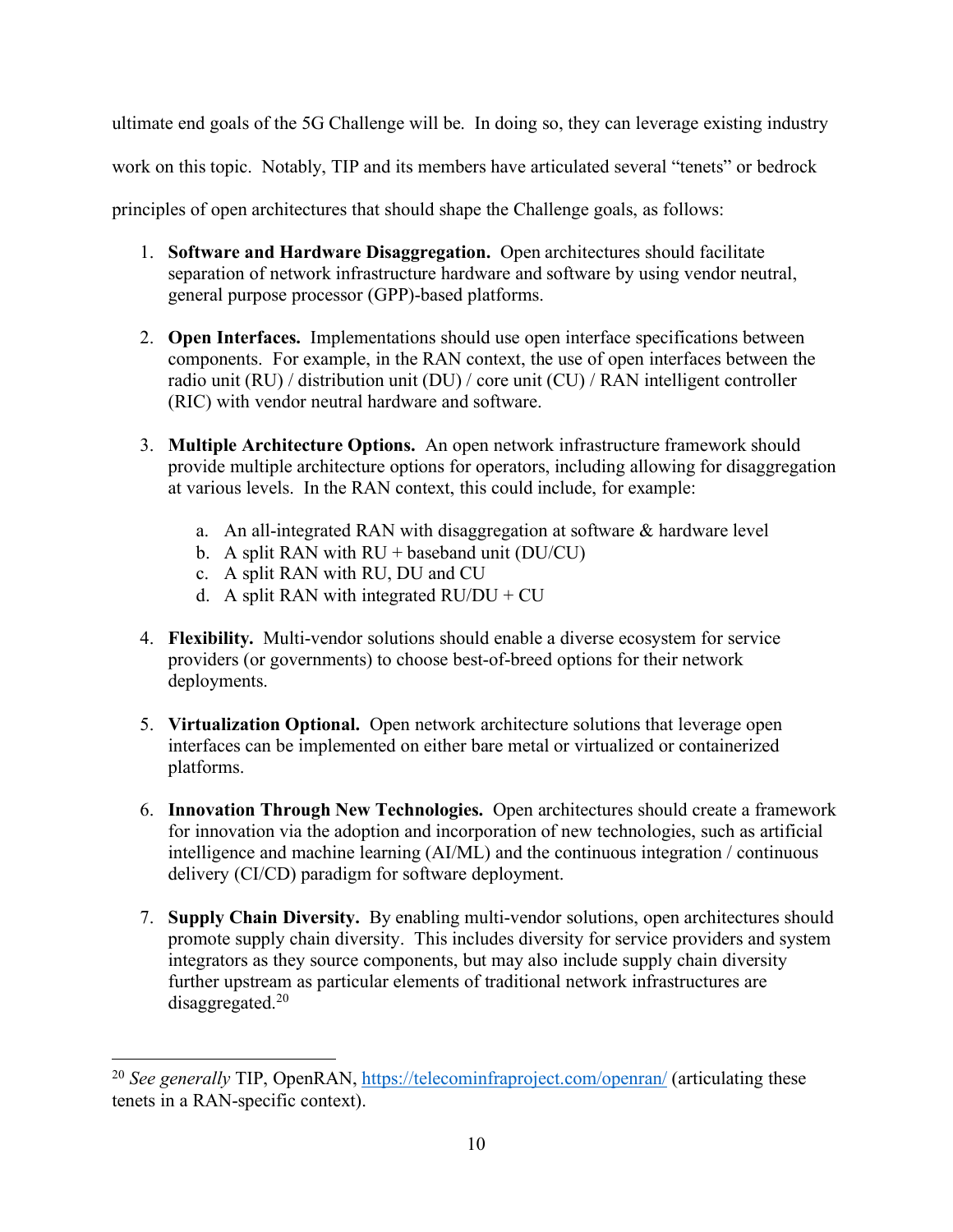ultimate end goals of the 5G Challenge will be. In doing so, they can leverage existing industry work on this topic. Notably, TIP and its members have articulated several "tenets" or bedrock principles of open architectures that should shape the Challenge goals, as follows:

1. **Software and Hardware Disaggregation.** Open architectures should facilitate separation of network infrastructure hardware and software by using vendor neutral, general purpose processor (GPP)-based platforms.

2. **Open Interfaces.** Implementations should use open interface specifications between components. For example, in the RAN context, the use of open interfaces between the radio unit (RU) / distribution unit (DU) / core unit (CU) / RAN intelligent controller (RIC) with vendor neutral hardware and software.

3. **Multiple Architecture Options.** An open network infrastructure framework should provide multiple architecture options for operators, including allowing for disaggregation at various levels. In the RAN context, this could include, for example:

   a. An all-integrated RAN with disaggregation at software & hardware level
   b. A split RAN with RU + baseband unit (DU/CU)
   c. A split RAN with RU, DU and CU
   d. A split RAN with integrated RU/DU + CU

4. **Flexibility.** Multi-vendor solutions should enable a diverse ecosystem for service providers (or governments) to choose best-of-breed options for their network deployments.

5. **Virtualization Optional.** Open network architecture solutions that leverage open interfaces can be implemented on either bare metal or virtualized or containerized platforms.

6. **Innovation Through New Technologies.** Open architectures should create a framework for innovation via the adoption and incorporation of new technologies, such as artificial intelligence and machine learning (AI/ML) and the continuous integration / continuous delivery (CI/CD) paradigm for software deployment.

7. **Supply Chain Diversity.** By enabling multi-vendor solutions, open architectures should promote supply chain diversity. This includes diversity for service providers and system integrators as they source components, but may also include supply chain diversity further upstream as particular elements of traditional network infrastructures are disaggregated.[20]

---

[20] *See generally* TIP, OpenRAN, https://telecominfraproject.com/openran/ (articulating these tenets in a RAN-specific context).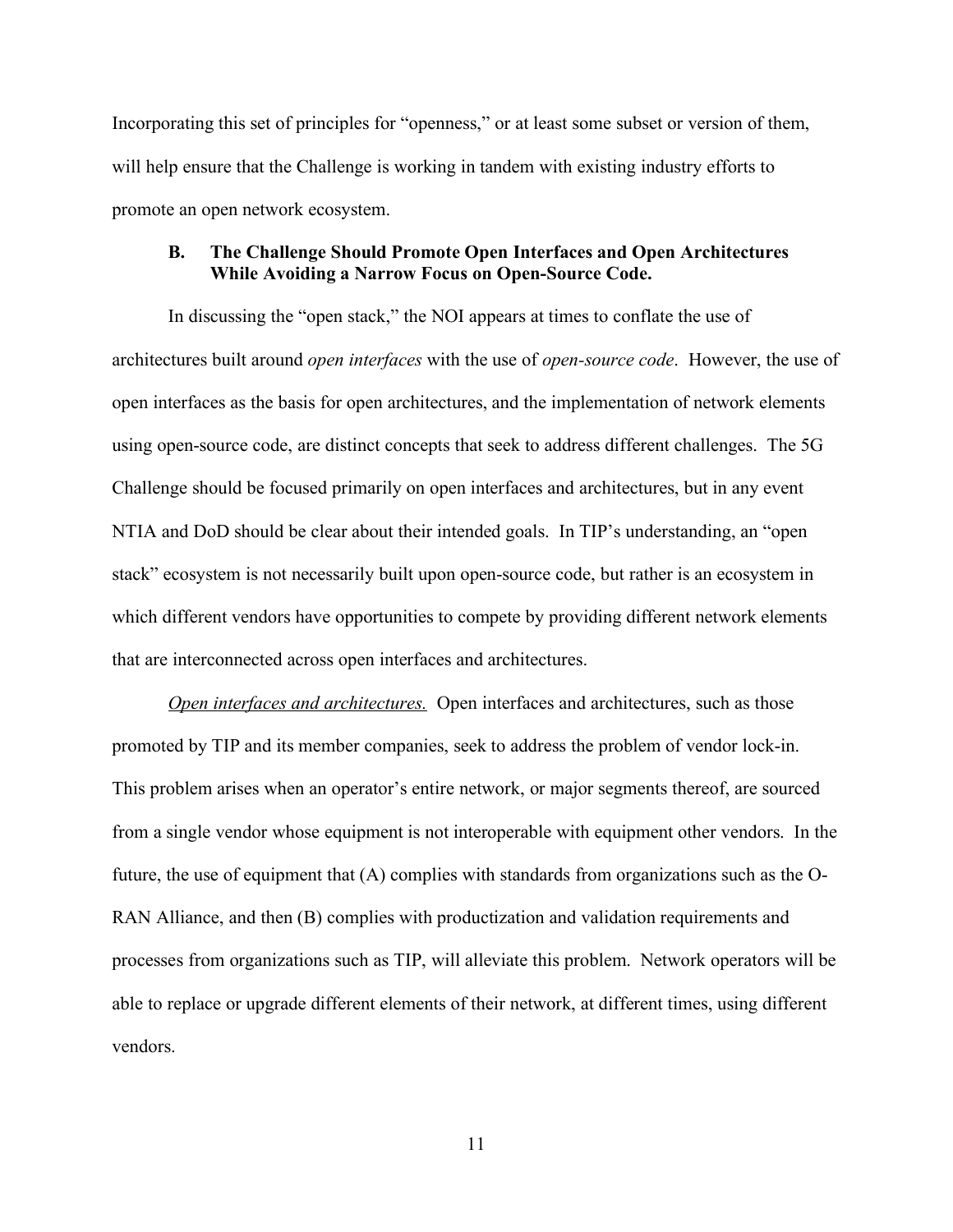Incorporating this set of principles for "openness," or at least some subset or version of them, will help ensure that the Challenge is working in tandem with existing industry efforts to promote an open network ecosystem.

### B. The Challenge Should Promote Open Interfaces and Open Architectures While Avoiding a Narrow Focus on Open-Source Code.

In discussing the "open stack," the NOI appears at times to conflate the use of architectures built around *open interfaces* with the use of *open-source code*. However, the use of open interfaces as the basis for open architectures, and the implementation of network elements using open-source code, are distinct concepts that seek to address different challenges. The 5G Challenge should be focused primarily on open interfaces and architectures, but in any event NTIA and DoD should be clear about their intended goals. In TIP's understanding, an "open stack" ecosystem is not necessarily built upon open-source code, but rather is an ecosystem in which different vendors have opportunities to compete by providing different network elements that are interconnected across open interfaces and architectures.

*Open interfaces and architectures.* Open interfaces and architectures, such as those promoted by TIP and its member companies, seek to address the problem of vendor lock-in. This problem arises when an operator's entire network, or major segments thereof, are sourced from a single vendor whose equipment is not interoperable with equipment other vendors. In the future, the use of equipment that (A) complies with standards from organizations such as the O-RAN Alliance, and then (B) complies with productization and validation requirements and processes from organizations such as TIP, will alleviate this problem. Network operators will be able to replace or upgrade different elements of their network, at different times, using different vendors.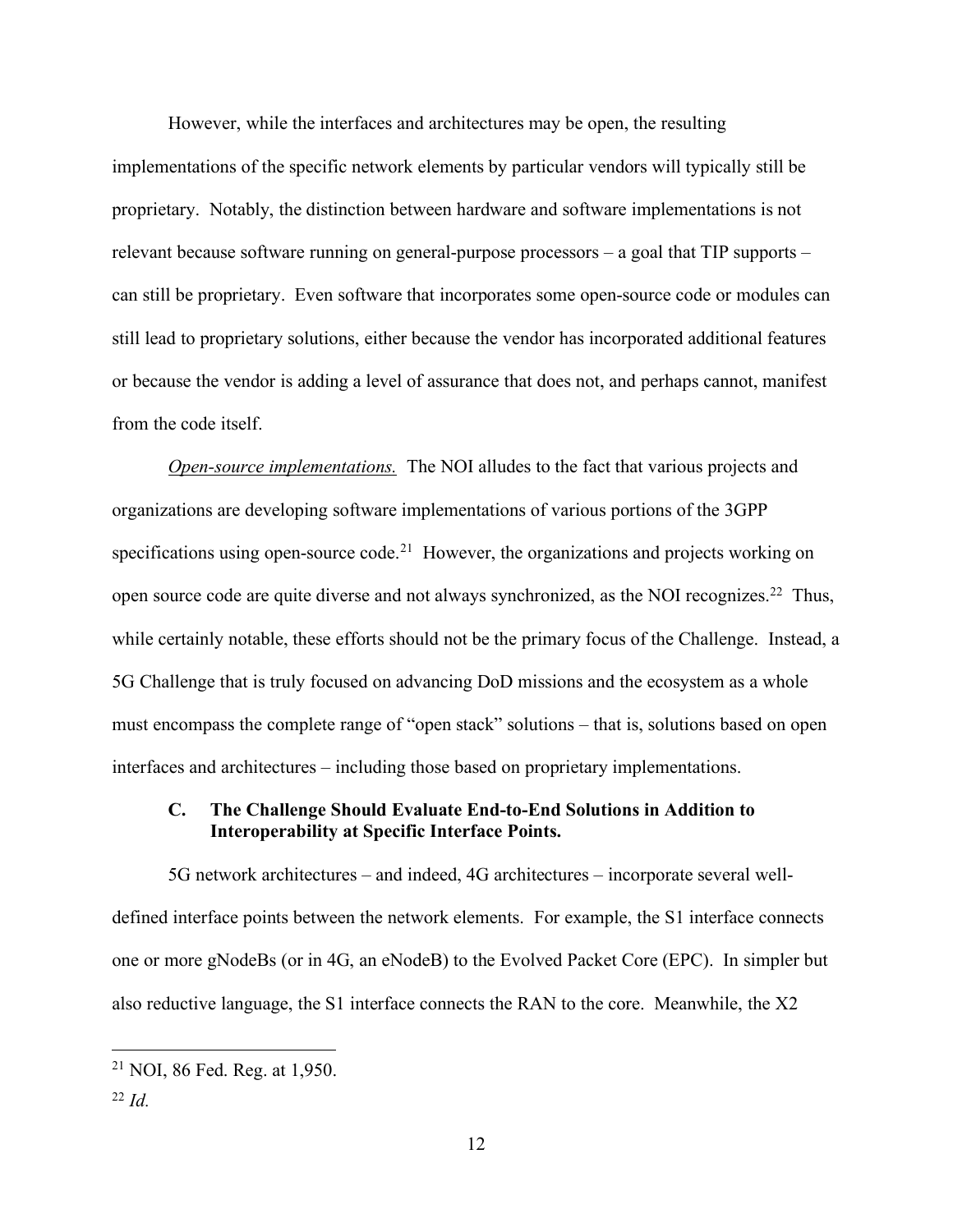However, while the interfaces and architectures may be open, the resulting implementations of the specific network elements by particular vendors will typically still be proprietary. Notably, the distinction between hardware and software implementations is not relevant because software running on general-purpose processors – a goal that TIP supports – can still be proprietary. Even software that incorporates some open-source code or modules can still lead to proprietary solutions, either because the vendor has incorporated additional features or because the vendor is adding a level of assurance that does not, and perhaps cannot, manifest from the code itself.

*Open-source implementations.* The NOI alludes to the fact that various projects and organizations are developing software implementations of various portions of the 3GPP specifications using open-source code.[21] However, the organizations and projects working on open source code are quite diverse and not always synchronized, as the NOI recognizes.[22] Thus, while certainly notable, these efforts should not be the primary focus of the Challenge. Instead, a 5G Challenge that is truly focused on advancing DoD missions and the ecosystem as a whole must encompass the complete range of "open stack" solutions – that is, solutions based on open interfaces and architectures – including those based on proprietary implementations.

### C. The Challenge Should Evaluate End-to-End Solutions in Addition to Interoperability at Specific Interface Points.

5G network architectures – and indeed, 4G architectures – incorporate several well-defined interface points between the network elements. For example, the S1 interface connects one or more gNodeBs (or in 4G, an eNodeB) to the Evolved Packet Core (EPC). In simpler but also reductive language, the S1 interface connects the RAN to the core. Meanwhile, the X2

[21] NOI, 86 Fed. Reg. at 1,950.

[22] *Id.*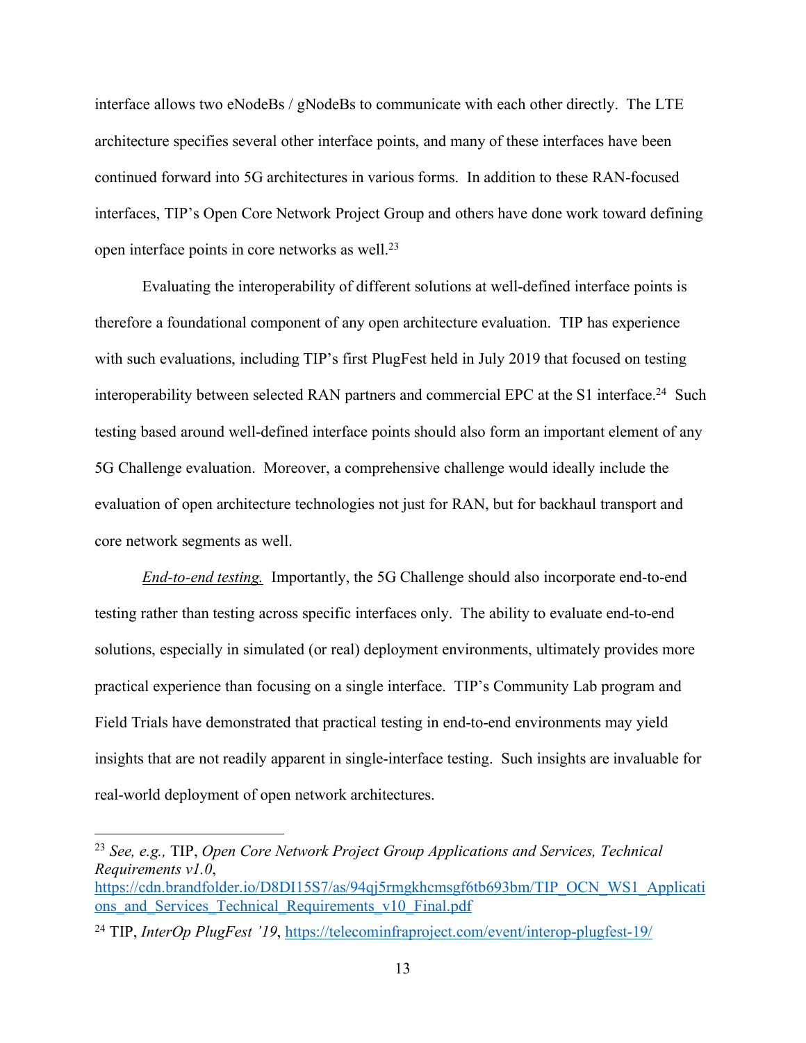interface allows two eNodeBs / gNodeBs to communicate with each other directly. The LTE architecture specifies several other interface points, and many of these interfaces have been continued forward into 5G architectures in various forms. In addition to these RAN-focused interfaces, TIP's Open Core Network Project Group and others have done work toward defining open interface points in core networks as well.[23]

Evaluating the interoperability of different solutions at well-defined interface points is therefore a foundational component of any open architecture evaluation. TIP has experience with such evaluations, including TIP's first PlugFest held in July 2019 that focused on testing interoperability between selected RAN partners and commercial EPC at the S1 interface.[24] Such testing based around well-defined interface points should also form an important element of any 5G Challenge evaluation. Moreover, a comprehensive challenge would ideally include the evaluation of open architecture technologies not just for RAN, but for backhaul transport and core network segments as well.

*End-to-end testing.* Importantly, the 5G Challenge should also incorporate end-to-end testing rather than testing across specific interfaces only. The ability to evaluate end-to-end solutions, especially in simulated (or real) deployment environments, ultimately provides more practical experience than focusing on a single interface. TIP's Community Lab program and Field Trials have demonstrated that practical testing in end-to-end environments may yield insights that are not readily apparent in single-interface testing. Such insights are invaluable for real-world deployment of open network architectures.

---

[23] *See, e.g.,* TIP, *Open Core Network Project Group Applications and Services, Technical Requirements v1.0*, https://cdn.brandfolder.io/D8DI15S7/as/94qj5rmgkhcmsgf6tb693bm/TIP_OCN_WS1_Applications_and_Services_Technical_Requirements_v10_Final.pdf

[24] TIP, *InterOp PlugFest '19*, https://telecominfraproject.com/event/interop-plugfest-19/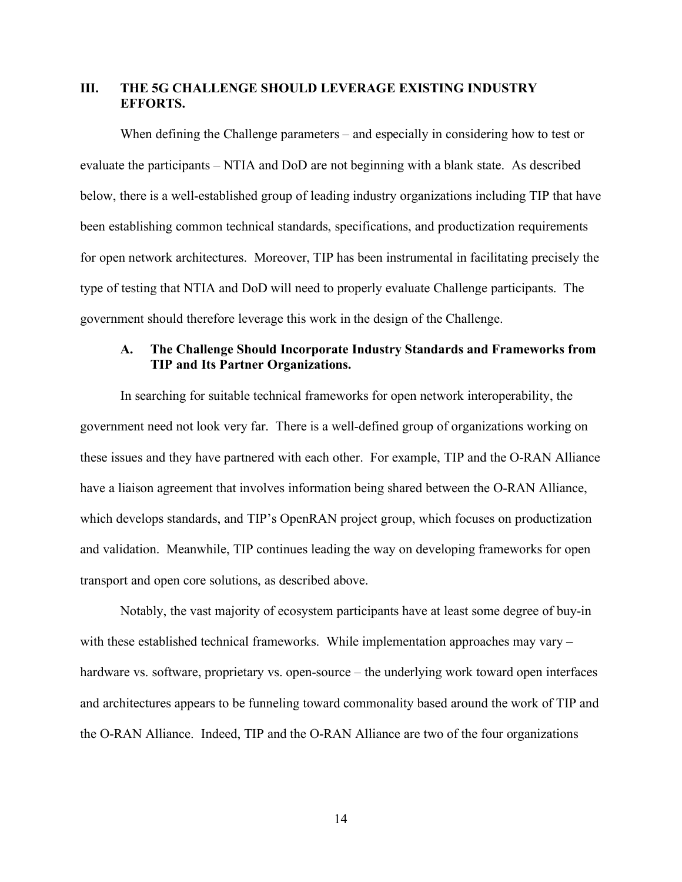## III. THE 5G CHALLENGE SHOULD LEVERAGE EXISTING INDUSTRY EFFORTS.

When defining the Challenge parameters – and especially in considering how to test or evaluate the participants – NTIA and DoD are not beginning with a blank state. As described below, there is a well-established group of leading industry organizations including TIP that have been establishing common technical standards, specifications, and productization requirements for open network architectures. Moreover, TIP has been instrumental in facilitating precisely the type of testing that NTIA and DoD will need to properly evaluate Challenge participants. The government should therefore leverage this work in the design of the Challenge.

### A. The Challenge Should Incorporate Industry Standards and Frameworks from TIP and Its Partner Organizations.

In searching for suitable technical frameworks for open network interoperability, the government need not look very far. There is a well-defined group of organizations working on these issues and they have partnered with each other. For example, TIP and the O-RAN Alliance have a liaison agreement that involves information being shared between the O-RAN Alliance, which develops standards, and TIP's OpenRAN project group, which focuses on productization and validation. Meanwhile, TIP continues leading the way on developing frameworks for open transport and open core solutions, as described above.

Notably, the vast majority of ecosystem participants have at least some degree of buy-in with these established technical frameworks. While implementation approaches may vary – hardware vs. software, proprietary vs. open-source – the underlying work toward open interfaces and architectures appears to be funneling toward commonality based around the work of TIP and the O-RAN Alliance. Indeed, TIP and the O-RAN Alliance are two of the four organizations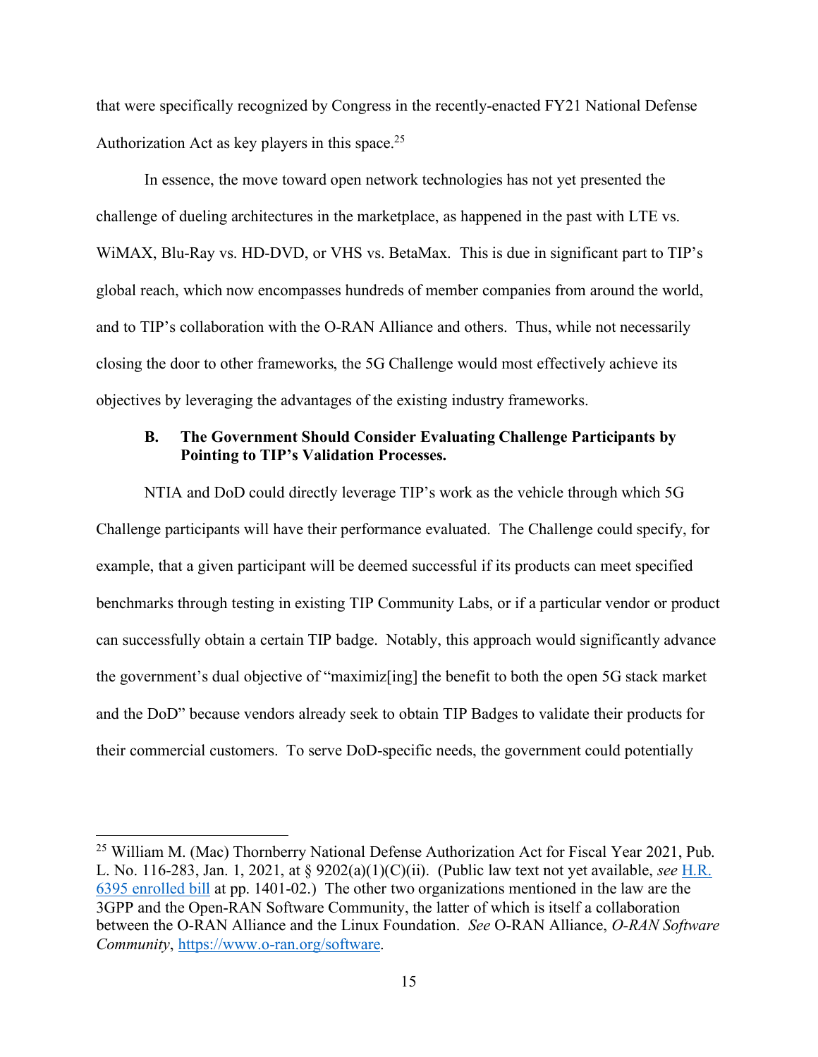that were specifically recognized by Congress in the recently-enacted FY21 National Defense Authorization Act as key players in this space.[25]

In essence, the move toward open network technologies has not yet presented the challenge of dueling architectures in the marketplace, as happened in the past with LTE vs. WiMAX, Blu-Ray vs. HD-DVD, or VHS vs. BetaMax. This is due in significant part to TIP's global reach, which now encompasses hundreds of member companies from around the world, and to TIP's collaboration with the O-RAN Alliance and others. Thus, while not necessarily closing the door to other frameworks, the 5G Challenge would most effectively achieve its objectives by leveraging the advantages of the existing industry frameworks.

### B. The Government Should Consider Evaluating Challenge Participants by Pointing to TIP's Validation Processes.

NTIA and DoD could directly leverage TIP's work as the vehicle through which 5G Challenge participants will have their performance evaluated. The Challenge could specify, for example, that a given participant will be deemed successful if its products can meet specified benchmarks through testing in existing TIP Community Labs, or if a particular vendor or product can successfully obtain a certain TIP badge. Notably, this approach would significantly advance the government's dual objective of "maximiz[ing] the benefit to both the open 5G stack market and the DoD" because vendors already seek to obtain TIP Badges to validate their products for their commercial customers. To serve DoD-specific needs, the government could potentially

---

[25] William M. (Mac) Thornberry National Defense Authorization Act for Fiscal Year 2021, Pub. L. No. 116-283, Jan. 1, 2021, at § 9202(a)(1)(C)(ii). (Public law text not yet available, *see* H.R. 6395 enrolled bill at pp. 1401-02.) The other two organizations mentioned in the law are the 3GPP and the Open-RAN Software Community, the latter of which is itself a collaboration between the O-RAN Alliance and the Linux Foundation. *See* O-RAN Alliance, *O-RAN Software Community*, https://www.o-ran.org/software.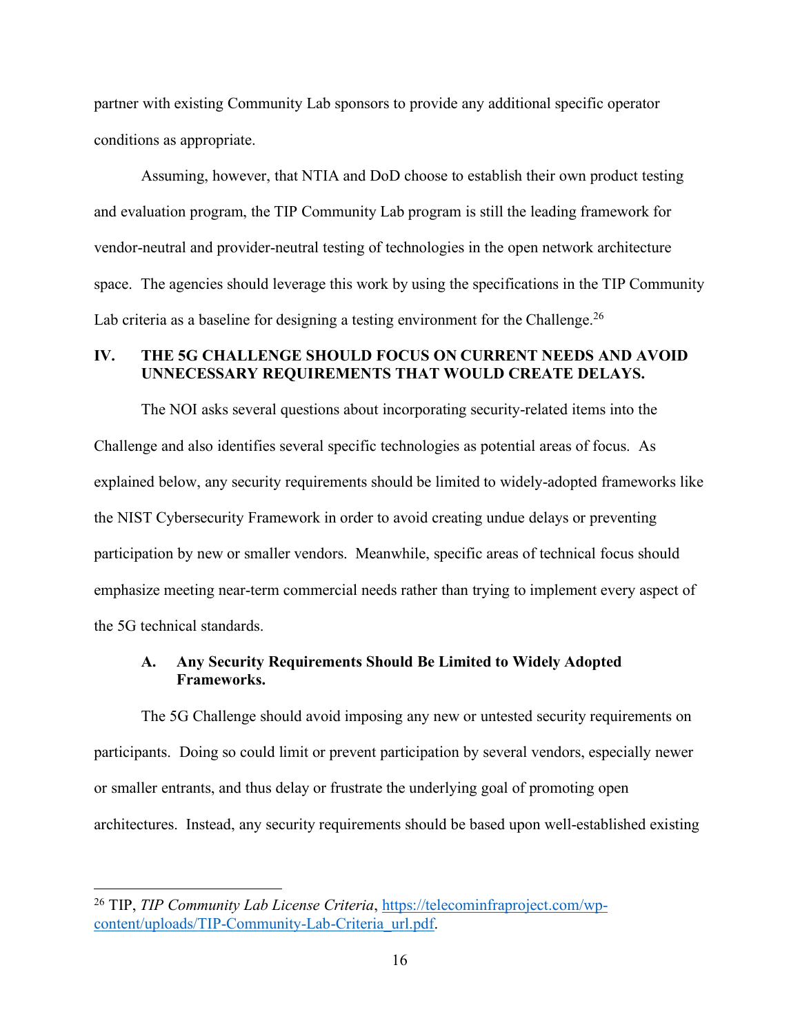partner with existing Community Lab sponsors to provide any additional specific operator conditions as appropriate.

Assuming, however, that NTIA and DoD choose to establish their own product testing and evaluation program, the TIP Community Lab program is still the leading framework for vendor-neutral and provider-neutral testing of technologies in the open network architecture space. The agencies should leverage this work by using the specifications in the TIP Community Lab criteria as a baseline for designing a testing environment for the Challenge.[26]

## IV. THE 5G CHALLENGE SHOULD FOCUS ON CURRENT NEEDS AND AVOID UNNECESSARY REQUIREMENTS THAT WOULD CREATE DELAYS.

The NOI asks several questions about incorporating security-related items into the Challenge and also identifies several specific technologies as potential areas of focus. As explained below, any security requirements should be limited to widely-adopted frameworks like the NIST Cybersecurity Framework in order to avoid creating undue delays or preventing participation by new or smaller vendors. Meanwhile, specific areas of technical focus should emphasize meeting near-term commercial needs rather than trying to implement every aspect of the 5G technical standards.

### A. Any Security Requirements Should Be Limited to Widely Adopted Frameworks.

The 5G Challenge should avoid imposing any new or untested security requirements on participants. Doing so could limit or prevent participation by several vendors, especially newer or smaller entrants, and thus delay or frustrate the underlying goal of promoting open architectures. Instead, any security requirements should be based upon well-established existing

---

[26] TIP, *TIP Community Lab License Criteria*, https://telecominfraproject.com/wp-content/uploads/TIP-Community-Lab-Criteria_url.pdf.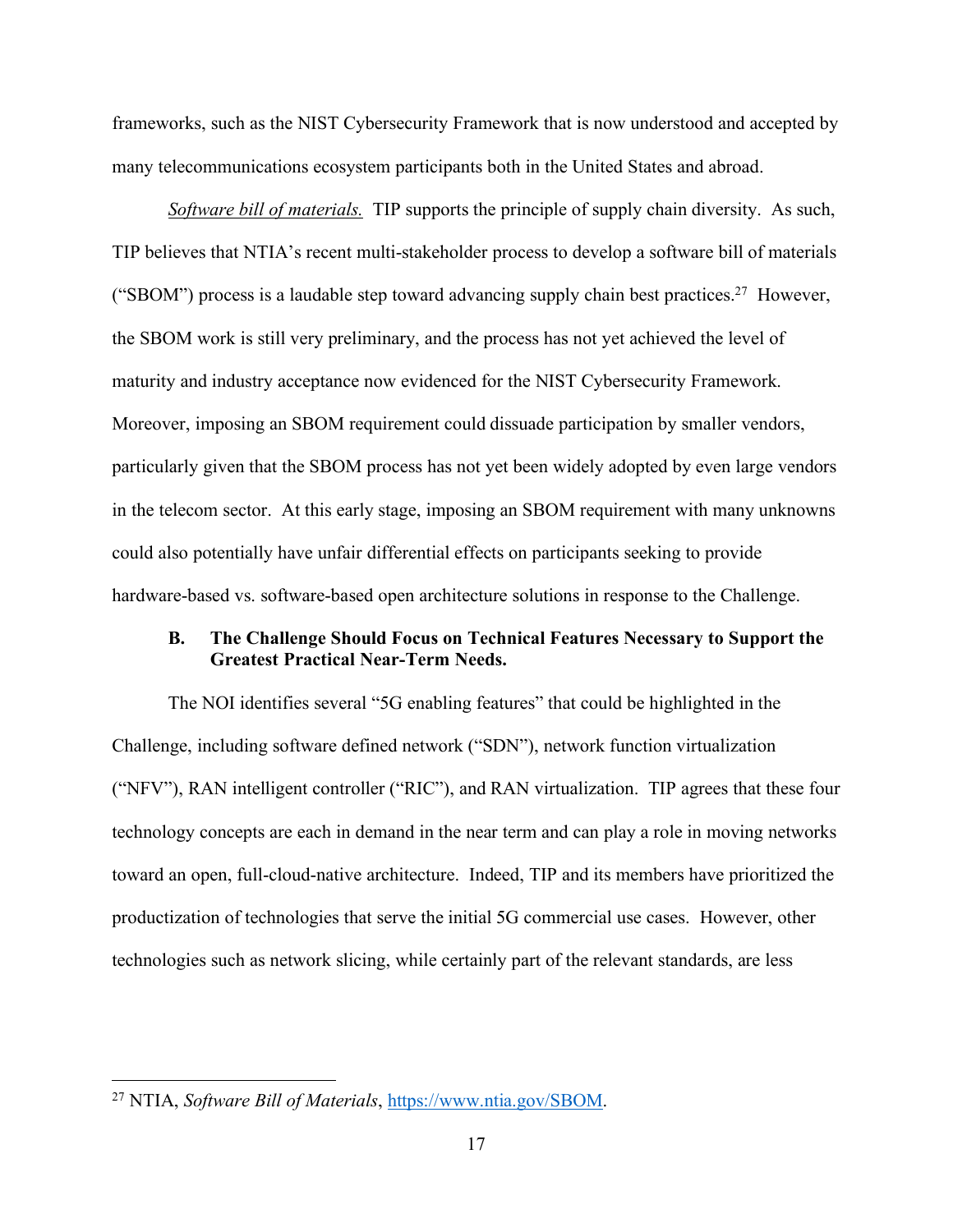frameworks, such as the NIST Cybersecurity Framework that is now understood and accepted by many telecommunications ecosystem participants both in the United States and abroad.

*Software bill of materials.* TIP supports the principle of supply chain diversity. As such, TIP believes that NTIA's recent multi-stakeholder process to develop a software bill of materials ("SBOM") process is a laudable step toward advancing supply chain best practices.[27] However, the SBOM work is still very preliminary, and the process has not yet achieved the level of maturity and industry acceptance now evidenced for the NIST Cybersecurity Framework. Moreover, imposing an SBOM requirement could dissuade participation by smaller vendors, particularly given that the SBOM process has not yet been widely adopted by even large vendors in the telecom sector. At this early stage, imposing an SBOM requirement with many unknowns could also potentially have unfair differential effects on participants seeking to provide hardware-based vs. software-based open architecture solutions in response to the Challenge.

### B. The Challenge Should Focus on Technical Features Necessary to Support the Greatest Practical Near-Term Needs.

The NOI identifies several "5G enabling features" that could be highlighted in the Challenge, including software defined network ("SDN"), network function virtualization ("NFV"), RAN intelligent controller ("RIC"), and RAN virtualization. TIP agrees that these four technology concepts are each in demand in the near term and can play a role in moving networks toward an open, full-cloud-native architecture. Indeed, TIP and its members have prioritized the productization of technologies that serve the initial 5G commercial use cases. However, other technologies such as network slicing, while certainly part of the relevant standards, are less

---

[27] NTIA, *Software Bill of Materials*, https://www.ntia.gov/SBOM.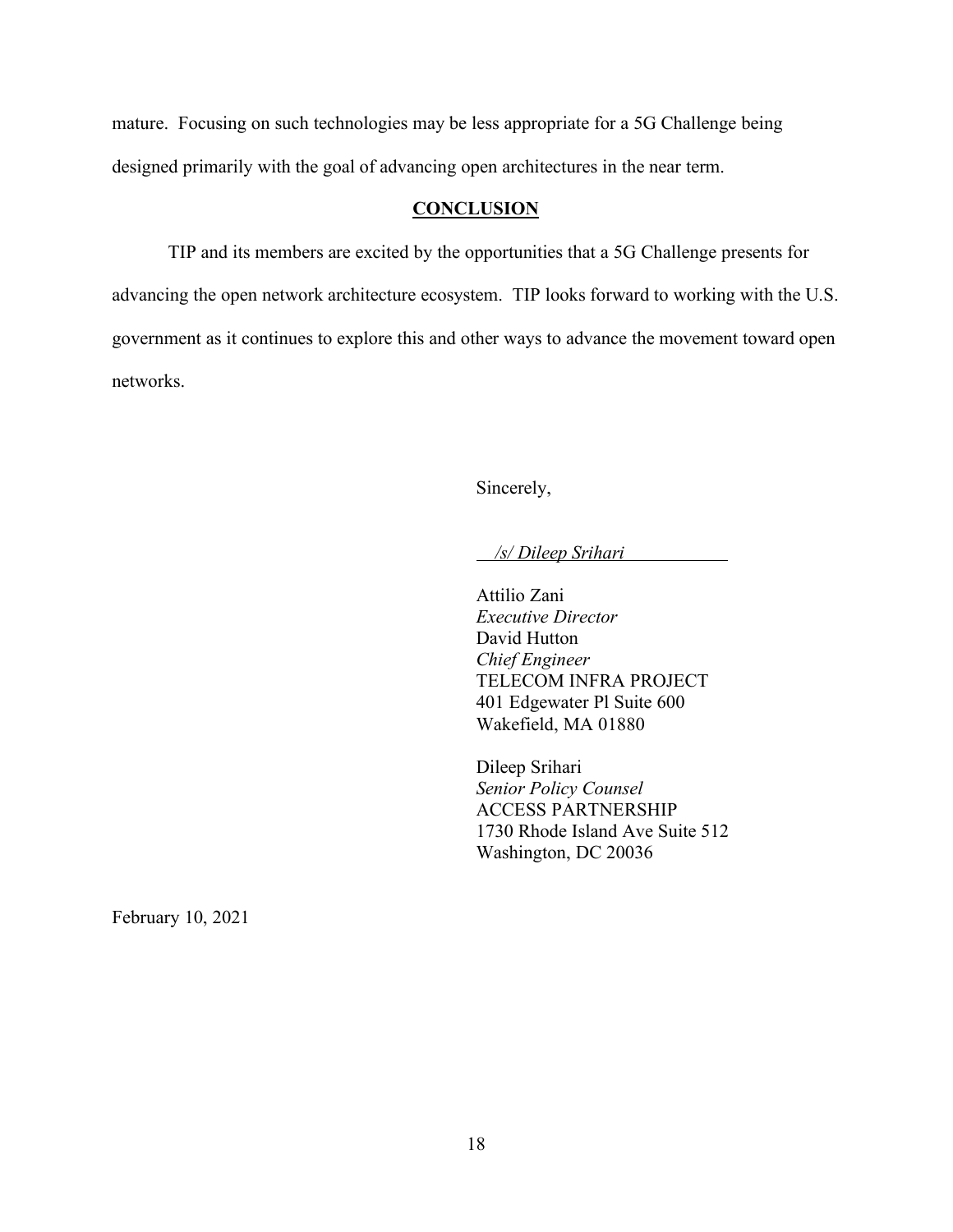mature. Focusing on such technologies may be less appropriate for a 5G Challenge being designed primarily with the goal of advancing open architectures in the near term.

## CONCLUSION

TIP and its members are excited by the opportunities that a 5G Challenge presents for advancing the open network architecture ecosystem. TIP looks forward to working with the U.S. government as it continues to explore this and other ways to advance the movement toward open networks.

Sincerely,

*/s/ Dileep Srihari*

Attilio Zani
*Executive Director*
David Hutton
*Chief Engineer*
TELECOM INFRA PROJECT
401 Edgewater Pl Suite 600
Wakefield, MA 01880

Dileep Srihari
*Senior Policy Counsel*
ACCESS PARTNERSHIP
1730 Rhode Island Ave Suite 512
Washington, DC 20036

February 10, 2021